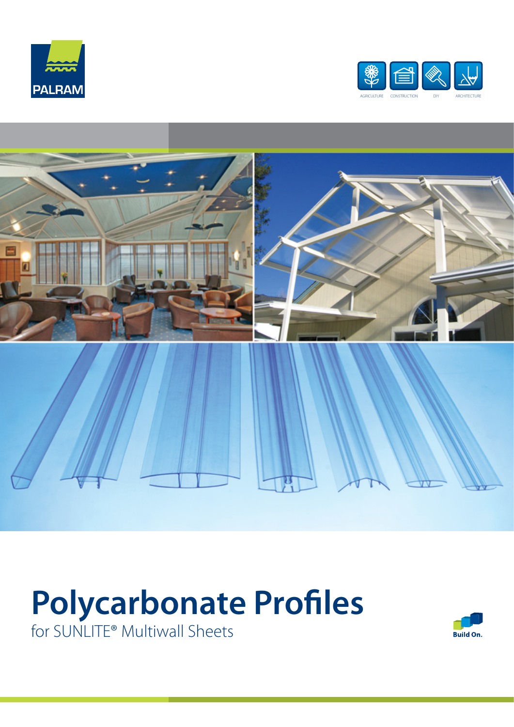PALRAM

AGRICULTURE CONSTRUCTION DIY ARCHITECTURE

# Polycarbonate Profiles

for SUNLITE® Multiwall Sheets

Build On.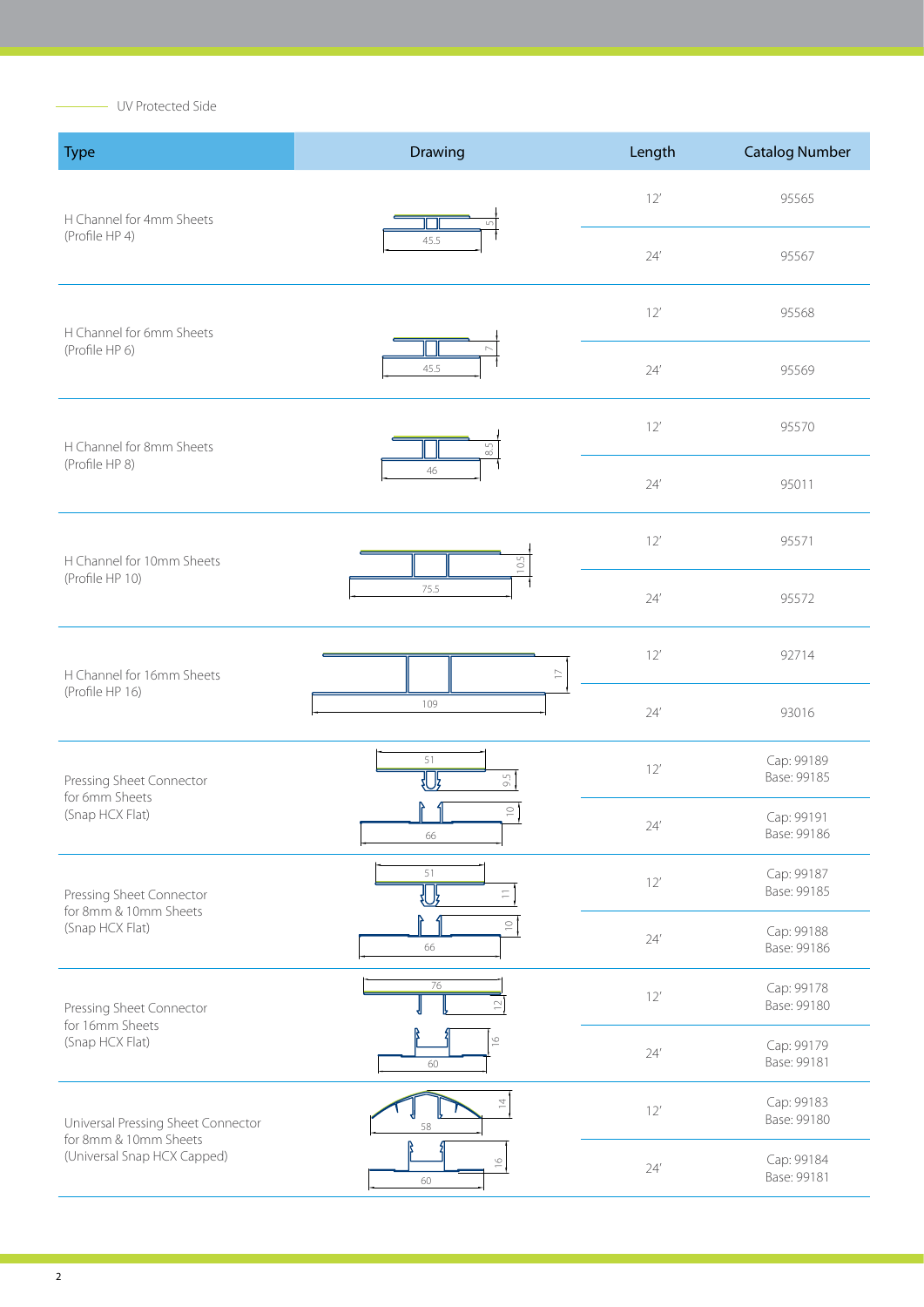UV Protected Side

| Type | Drawing | Length | Catalog Number |
|---|---|---|---|
| H Channel for 4mm Sheets (Profile HP 4) | 45.5 / 5 | 12' | 95565 |
| | | 24' | 95567 |
| H Channel for 6mm Sheets (Profile HP 6) | 45.5 / 7 | 12' | 95568 |
| | | 24' | 95569 |
| H Channel for 8mm Sheets (Profile HP 8) | 46 / 8.5 | 12' | 95570 |
| | | 24' | 95011 |
| H Channel for 10mm Sheets (Profile HP 10) | 75.5 / 10.5 | 12' | 95571 |
| | | 24' | 95572 |
| H Channel for 16mm Sheets (Profile HP 16) | 109 / 17 | 12' | 92714 |
| | | 24' | 93016 |
| Pressing Sheet Connector for 6mm Sheets (Snap HCX Flat) | 51 / 9.5; 66 / 10 | 12' | Cap: 99189<br>Base: 99185 |
| | | 24' | Cap: 99191<br>Base: 99186 |
| Pressing Sheet Connector for 8mm & 10mm Sheets (Snap HCX Flat) | 51 / 11; 66 / 10 | 12' | Cap: 99187<br>Base: 99185 |
| | | 24' | Cap: 99188<br>Base: 99186 |
| Pressing Sheet Connector for 16mm Sheets (Snap HCX Flat) | 76 / 12; 60 / 16 | 12' | Cap: 99178<br>Base: 99180 |
| | | 24' | Cap: 99179<br>Base: 99181 |
| Universal Pressing Sheet Connector for 8mm & 10mm Sheets (Universal Snap HCX Capped) | 58 / 14; 60 / 16 | 12' | Cap: 99183<br>Base: 99180 |
| | | 24' | Cap: 99184<br>Base: 99181 |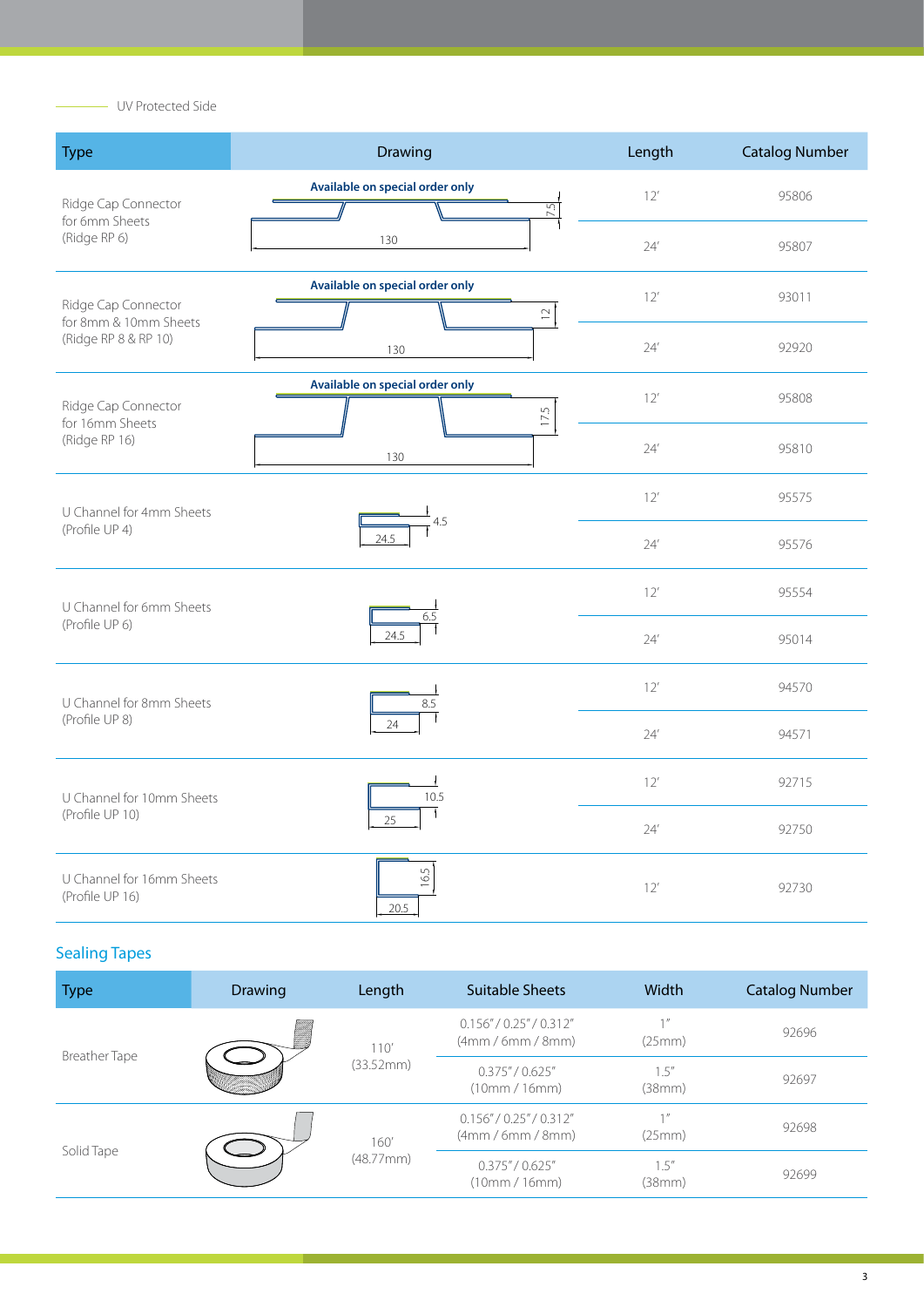UV Protected Side

| Type | Drawing | Length | Catalog Number |
|---|---|---|---|
| Ridge Cap Connector for 6mm Sheets (Ridge RP 6) | Available on special order only; 7.5; 130 | 12' | 95806 |
| | | 24' | 95807 |
| Ridge Cap Connector for 8mm & 10mm Sheets (Ridge RP 8 & RP 10) | Available on special order only; 12; 130 | 12' | 93011 |
| | | 24' | 92920 |
| Ridge Cap Connector for 16mm Sheets (Ridge RP 16) | Available on special order only; 17.5; 130 | 12' | 95808 |
| | | 24' | 95810 |
| U Channel for 4mm Sheets (Profile UP 4) | 4.5; 24.5 | 12' | 95575 |
| | | 24' | 95576 |
| U Channel for 6mm Sheets (Profile UP 6) | 6.5; 24.5 | 12' | 95554 |
| | | 24' | 95014 |
| U Channel for 8mm Sheets (Profile UP 8) | 8.5; 24 | 12' | 94570 |
| | | 24' | 94571 |
| U Channel for 10mm Sheets (Profile UP 10) | 10.5; 25 | 12' | 92715 |
| | | 24' | 92750 |
| U Channel for 16mm Sheets (Profile UP 16) | 16.5; 20.5 | 12' | 92730 |

## Sealing Tapes

| Type | Drawing | Length | Suitable Sheets | Width | Catalog Number |
|---|---|---|---|---|---|
| Breather Tape | | 110' (33.52mm) | 0.156" / 0.25" / 0.312" (4mm / 6mm / 8mm) | 1" (25mm) | 92696 |
| | | | 0.375" / 0.625" (10mm / 16mm) | 1.5" (38mm) | 92697 |
| Solid Tape | | 160' (48.77mm) | 0.156" / 0.25" / 0.312" (4mm / 6mm / 8mm) | 1" (25mm) | 92698 |
| | | | 0.375" / 0.625" (10mm / 16mm) | 1.5" (38mm) | 92699 |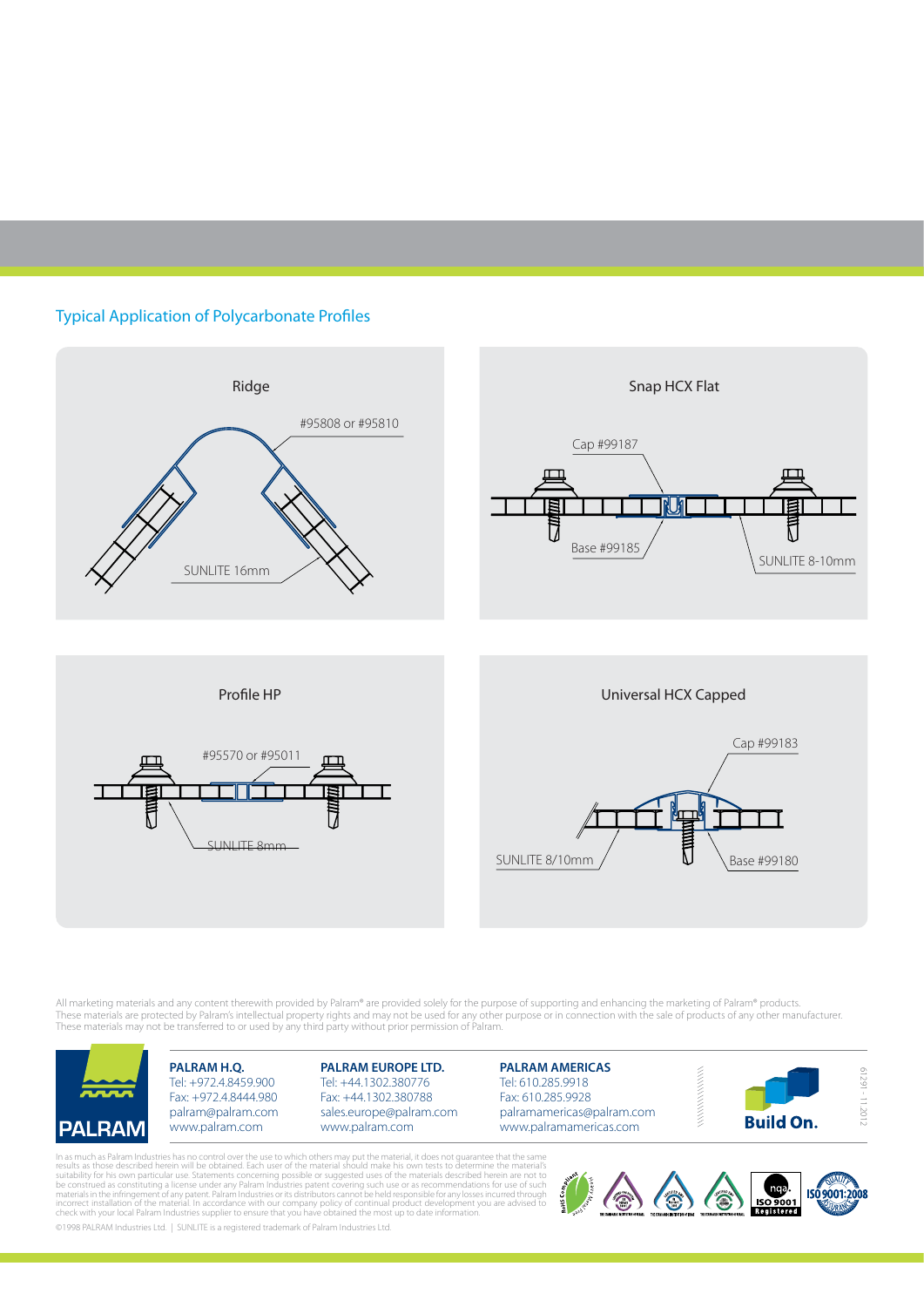## Typical Application of Polycarbonate Profiles

### Ridge

#95808 or #95810

SUNLITE 16mm

### Snap HCX Flat

Cap #99187

Base #99185

SUNLITE 8-10mm

### Profile HP

#95570 or #95011

SUNLITE 8mm

### Universal HCX Capped

Cap #99183

SUNLITE 8/10mm

Base #99180

All marketing materials and any content therewith provided by Palram® are provided solely for the purpose of supporting and enhancing the marketing of Palram® products. These materials are protected by Palram's intellectual property rights and may not be used for any other purpose or in connection with the sale of products of any other manufacturer. These materials may not be transferred to or used by any third party without prior permission of Palram.

PALRAM

**PALRAM H.Q.**
Tel: +972.4.8459.900
Fax: +972.4.8444.980
palram@palram.com
www.palram.com

**PALRAM EUROPE LTD.**
Tel: +44.1302.380776
Fax: +44.1302.380788
sales.europe@palram.com
www.palram.com

**PALRAM AMERICAS**
Tel: 610.285.9918
Fax: 610.285.9928
palramamericas@palram.com
www.palramamericas.com

Build On.

61291 - 11.2012

In as much as Palram Industries has no control over the use to which others may put the material, it does not guarantee that the same results as those described herein will be obtained. Each user of the material should make his own tests to determine the material's suitability for his own particular use. Statements concerning possible or suggested uses of the materials described herein are not to be construed as constituting a license under any Palram Industries patent covering such use or as recommendations for use of such materials in the infringement of any patent. Palram Industries or its distributors cannot be held responsible for any losses incurred through incorrect installation of the material. In accordance with our company policy of continual product development you are advised to check with your local Palram Industries supplier to ensure that you have obtained the most up to date information.

©1998 PALRAM Industries Ltd. | SUNLITE is a registered trademark of Palram Industries Ltd.